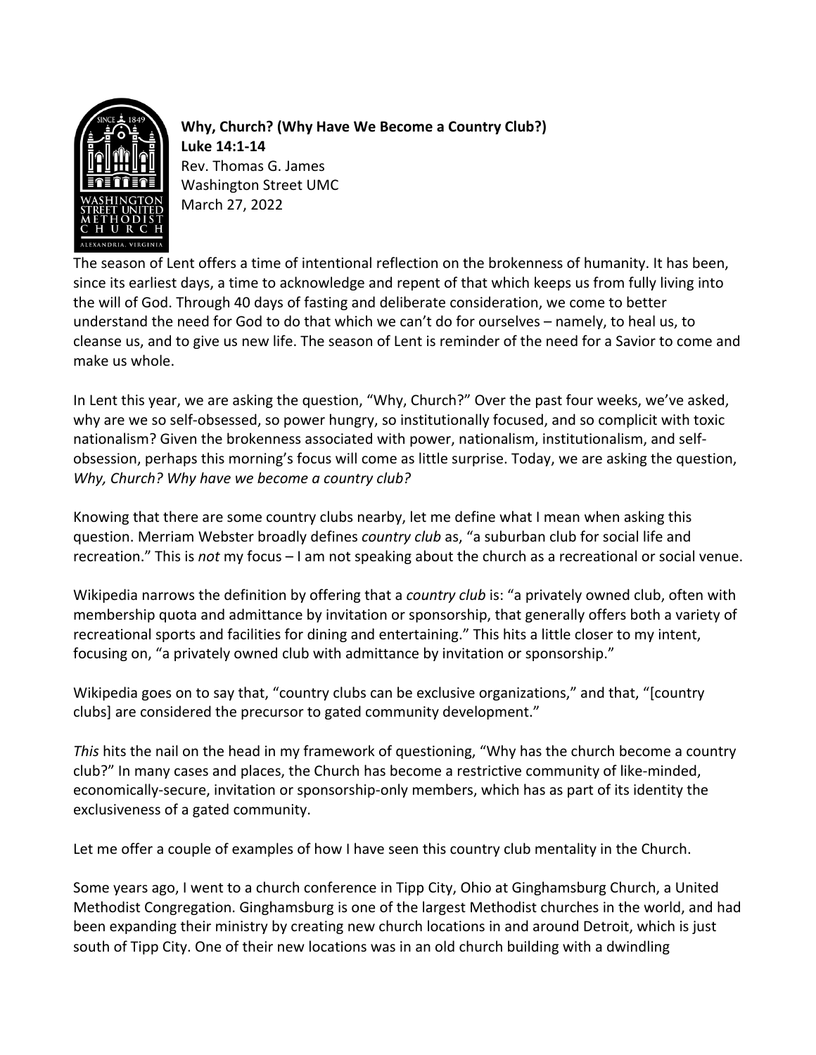**Why, Church? (Why Have We Become a Country Club?)**
**Luke 14:1-14**
Rev. Thomas G. James
Washington Street UMC
March 27, 2022

The season of Lent offers a time of intentional reflection on the brokenness of humanity. It has been, since its earliest days, a time to acknowledge and repent of that which keeps us from fully living into the will of God. Through 40 days of fasting and deliberate consideration, we come to better understand the need for God to do that which we can't do for ourselves – namely, to heal us, to cleanse us, and to give us new life. The season of Lent is reminder of the need for a Savior to come and make us whole.

In Lent this year, we are asking the question, "Why, Church?" Over the past four weeks, we've asked, why are we so self-obsessed, so power hungry, so institutionally focused, and so complicit with toxic nationalism? Given the brokenness associated with power, nationalism, institutionalism, and self-obsession, perhaps this morning's focus will come as little surprise. Today, we are asking the question, *Why, Church? Why have we become a country club?*

Knowing that there are some country clubs nearby, let me define what I mean when asking this question. Merriam Webster broadly defines *country club* as, "a suburban club for social life and recreation." This is *not* my focus – I am not speaking about the church as a recreational or social venue.

Wikipedia narrows the definition by offering that a *country club* is: "a privately owned club, often with membership quota and admittance by invitation or sponsorship, that generally offers both a variety of recreational sports and facilities for dining and entertaining." This hits a little closer to my intent, focusing on, "a privately owned club with admittance by invitation or sponsorship."

Wikipedia goes on to say that, "country clubs can be exclusive organizations," and that, "[country clubs] are considered the precursor to gated community development."

*This* hits the nail on the head in my framework of questioning, "Why has the church become a country club?" In many cases and places, the Church has become a restrictive community of like-minded, economically-secure, invitation or sponsorship-only members, which has as part of its identity the exclusiveness of a gated community.

Let me offer a couple of examples of how I have seen this country club mentality in the Church.

Some years ago, I went to a church conference in Tipp City, Ohio at Ginghamsburg Church, a United Methodist Congregation. Ginghamsburg is one of the largest Methodist churches in the world, and had been expanding their ministry by creating new church locations in and around Detroit, which is just south of Tipp City. One of their new locations was in an old church building with a dwindling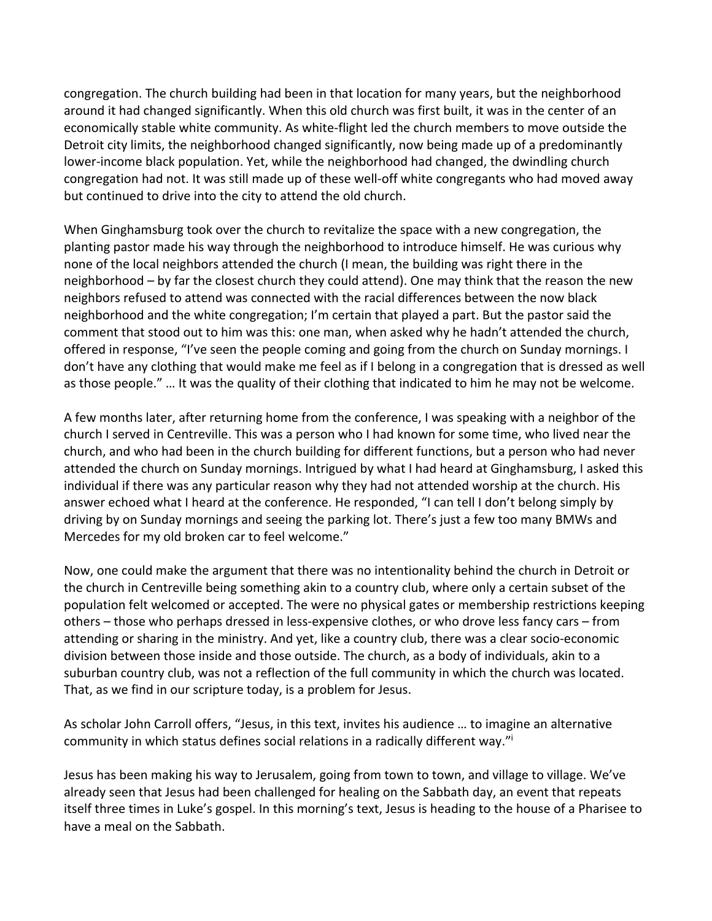congregation. The church building had been in that location for many years, but the neighborhood around it had changed significantly. When this old church was first built, it was in the center of an economically stable white community. As white-flight led the church members to move outside the Detroit city limits, the neighborhood changed significantly, now being made up of a predominantly lower-income black population. Yet, while the neighborhood had changed, the dwindling church congregation had not. It was still made up of these well-off white congregants who had moved away but continued to drive into the city to attend the old church.

When Ginghamsburg took over the church to revitalize the space with a new congregation, the planting pastor made his way through the neighborhood to introduce himself. He was curious why none of the local neighbors attended the church (I mean, the building was right there in the neighborhood – by far the closest church they could attend). One may think that the reason the new neighbors refused to attend was connected with the racial differences between the now black neighborhood and the white congregation; I'm certain that played a part. But the pastor said the comment that stood out to him was this: one man, when asked why he hadn't attended the church, offered in response, "I've seen the people coming and going from the church on Sunday mornings. I don't have any clothing that would make me feel as if I belong in a congregation that is dressed as well as those people." … It was the quality of their clothing that indicated to him he may not be welcome.

A few months later, after returning home from the conference, I was speaking with a neighbor of the church I served in Centreville. This was a person who I had known for some time, who lived near the church, and who had been in the church building for different functions, but a person who had never attended the church on Sunday mornings. Intrigued by what I had heard at Ginghamsburg, I asked this individual if there was any particular reason why they had not attended worship at the church. His answer echoed what I heard at the conference. He responded, "I can tell I don't belong simply by driving by on Sunday mornings and seeing the parking lot. There's just a few too many BMWs and Mercedes for my old broken car to feel welcome."

Now, one could make the argument that there was no intentionality behind the church in Detroit or the church in Centreville being something akin to a country club, where only a certain subset of the population felt welcomed or accepted. The were no physical gates or membership restrictions keeping others – those who perhaps dressed in less-expensive clothes, or who drove less fancy cars – from attending or sharing in the ministry. And yet, like a country club, there was a clear socio-economic division between those inside and those outside. The church, as a body of individuals, akin to a suburban country club, was not a reflection of the full community in which the church was located. That, as we find in our scripture today, is a problem for Jesus.

As scholar John Carroll offers, "Jesus, in this text, invites his audience … to imagine an alternative community in which status defines social relations in a radically different way."[i]

Jesus has been making his way to Jerusalem, going from town to town, and village to village. We've already seen that Jesus had been challenged for healing on the Sabbath day, an event that repeats itself three times in Luke's gospel. In this morning's text, Jesus is heading to the house of a Pharisee to have a meal on the Sabbath.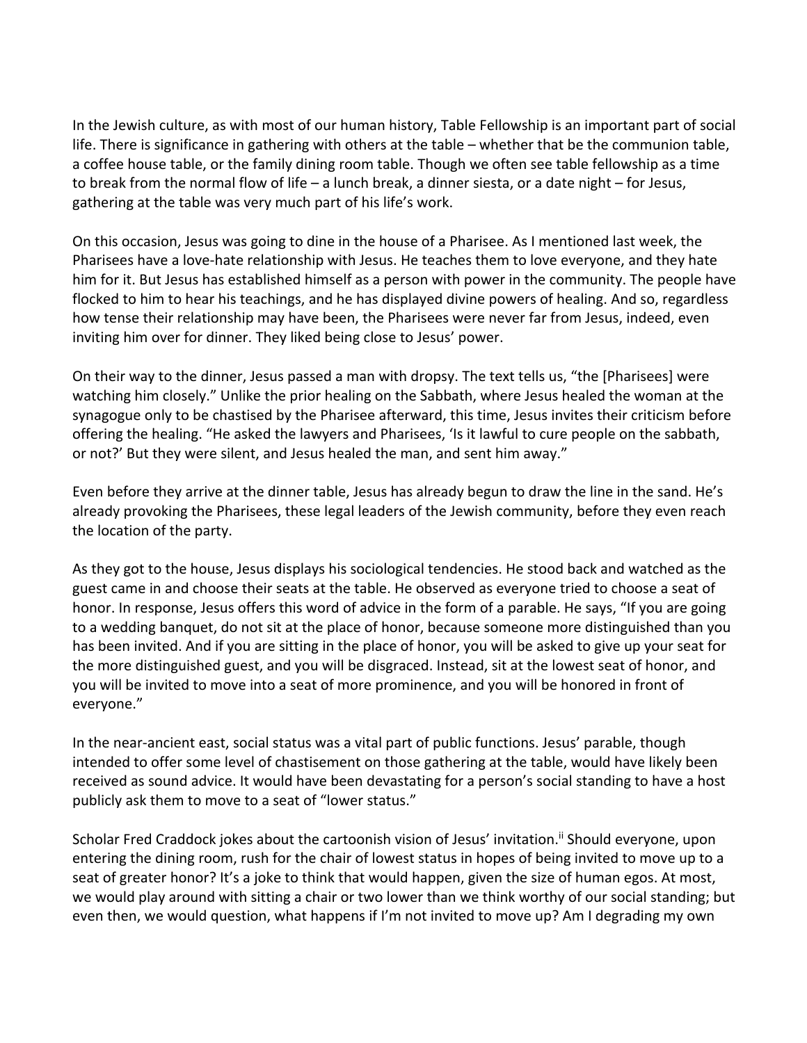In the Jewish culture, as with most of our human history, Table Fellowship is an important part of social life. There is significance in gathering with others at the table – whether that be the communion table, a coffee house table, or the family dining room table. Though we often see table fellowship as a time to break from the normal flow of life – a lunch break, a dinner siesta, or a date night – for Jesus, gathering at the table was very much part of his life's work.

On this occasion, Jesus was going to dine in the house of a Pharisee. As I mentioned last week, the Pharisees have a love-hate relationship with Jesus. He teaches them to love everyone, and they hate him for it. But Jesus has established himself as a person with power in the community. The people have flocked to him to hear his teachings, and he has displayed divine powers of healing. And so, regardless how tense their relationship may have been, the Pharisees were never far from Jesus, indeed, even inviting him over for dinner. They liked being close to Jesus' power.

On their way to the dinner, Jesus passed a man with dropsy. The text tells us, "the [Pharisees] were watching him closely." Unlike the prior healing on the Sabbath, where Jesus healed the woman at the synagogue only to be chastised by the Pharisee afterward, this time, Jesus invites their criticism before offering the healing. "He asked the lawyers and Pharisees, 'Is it lawful to cure people on the sabbath, or not?' But they were silent, and Jesus healed the man, and sent him away."

Even before they arrive at the dinner table, Jesus has already begun to draw the line in the sand. He's already provoking the Pharisees, these legal leaders of the Jewish community, before they even reach the location of the party.

As they got to the house, Jesus displays his sociological tendencies. He stood back and watched as the guest came in and choose their seats at the table. He observed as everyone tried to choose a seat of honor. In response, Jesus offers this word of advice in the form of a parable. He says, "If you are going to a wedding banquet, do not sit at the place of honor, because someone more distinguished than you has been invited. And if you are sitting in the place of honor, you will be asked to give up your seat for the more distinguished guest, and you will be disgraced. Instead, sit at the lowest seat of honor, and you will be invited to move into a seat of more prominence, and you will be honored in front of everyone."

In the near-ancient east, social status was a vital part of public functions. Jesus' parable, though intended to offer some level of chastisement on those gathering at the table, would have likely been received as sound advice. It would have been devastating for a person's social standing to have a host publicly ask them to move to a seat of "lower status."

Scholar Fred Craddock jokes about the cartoonish vision of Jesus' invitation.[ii] Should everyone, upon entering the dining room, rush for the chair of lowest status in hopes of being invited to move up to a seat of greater honor? It's a joke to think that would happen, given the size of human egos. At most, we would play around with sitting a chair or two lower than we think worthy of our social standing; but even then, we would question, what happens if I'm not invited to move up? Am I degrading my own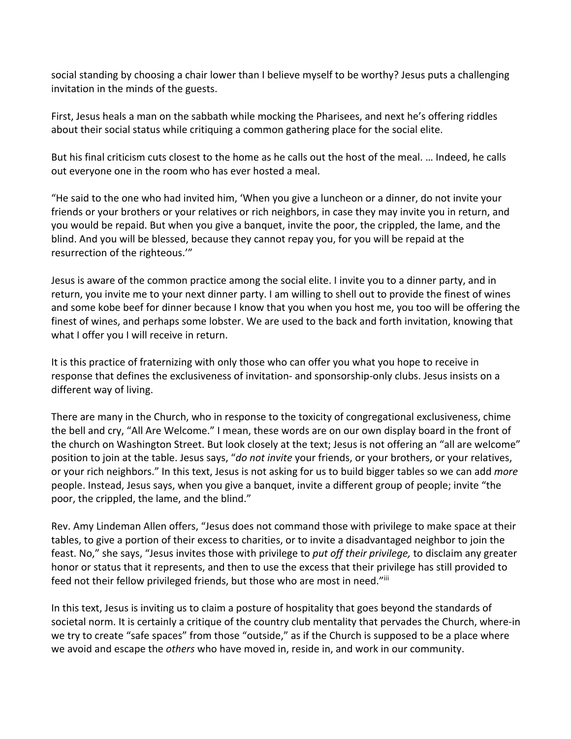social standing by choosing a chair lower than I believe myself to be worthy? Jesus puts a challenging invitation in the minds of the guests.

First, Jesus heals a man on the sabbath while mocking the Pharisees, and next he's offering riddles about their social status while critiquing a common gathering place for the social elite.

But his final criticism cuts closest to the home as he calls out the host of the meal. … Indeed, he calls out everyone one in the room who has ever hosted a meal.

"He said to the one who had invited him, 'When you give a luncheon or a dinner, do not invite your friends or your brothers or your relatives or rich neighbors, in case they may invite you in return, and you would be repaid. But when you give a banquet, invite the poor, the crippled, the lame, and the blind. And you will be blessed, because they cannot repay you, for you will be repaid at the resurrection of the righteous.'"

Jesus is aware of the common practice among the social elite. I invite you to a dinner party, and in return, you invite me to your next dinner party. I am willing to shell out to provide the finest of wines and some kobe beef for dinner because I know that you when you host me, you too will be offering the finest of wines, and perhaps some lobster. We are used to the back and forth invitation, knowing that what I offer you I will receive in return.

It is this practice of fraternizing with only those who can offer you what you hope to receive in response that defines the exclusiveness of invitation- and sponsorship-only clubs. Jesus insists on a different way of living.

There are many in the Church, who in response to the toxicity of congregational exclusiveness, chime the bell and cry, "All Are Welcome." I mean, these words are on our own display board in the front of the church on Washington Street. But look closely at the text; Jesus is not offering an "all are welcome" position to join at the table. Jesus says, "*do not invite* your friends, or your brothers, or your relatives, or your rich neighbors." In this text, Jesus is not asking for us to build bigger tables so we can add *more* people. Instead, Jesus says, when you give a banquet, invite a different group of people; invite "the poor, the crippled, the lame, and the blind."

Rev. Amy Lindeman Allen offers, "Jesus does not command those with privilege to make space at their tables, to give a portion of their excess to charities, or to invite a disadvantaged neighbor to join the feast. No," she says, "Jesus invites those with privilege to *put off their privilege,* to disclaim any greater honor or status that it represents, and then to use the excess that their privilege has still provided to feed not their fellow privileged friends, but those who are most in need."[iii]

In this text, Jesus is inviting us to claim a posture of hospitality that goes beyond the standards of societal norm. It is certainly a critique of the country club mentality that pervades the Church, where-in we try to create "safe spaces" from those "outside," as if the Church is supposed to be a place where we avoid and escape the *others* who have moved in, reside in, and work in our community.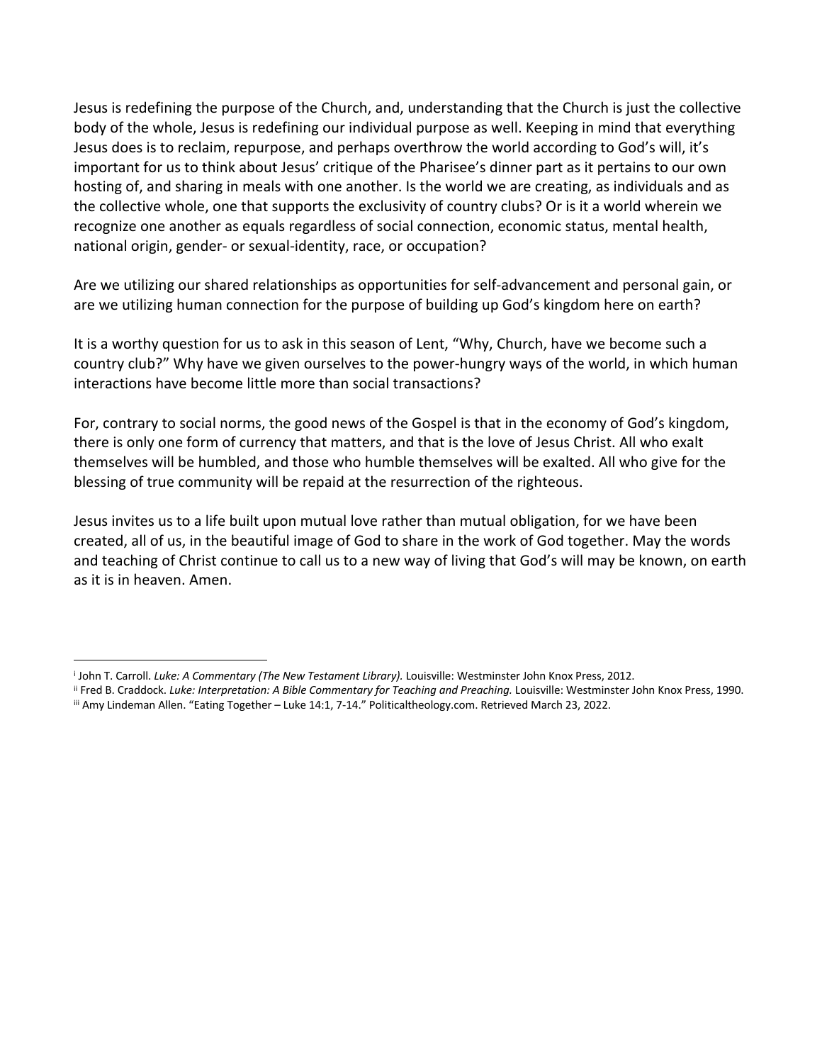Jesus is redefining the purpose of the Church, and, understanding that the Church is just the collective body of the whole, Jesus is redefining our individual purpose as well. Keeping in mind that everything Jesus does is to reclaim, repurpose, and perhaps overthrow the world according to God's will, it's important for us to think about Jesus' critique of the Pharisee's dinner part as it pertains to our own hosting of, and sharing in meals with one another. Is the world we are creating, as individuals and as the collective whole, one that supports the exclusivity of country clubs? Or is it a world wherein we recognize one another as equals regardless of social connection, economic status, mental health, national origin, gender- or sexual-identity, race, or occupation?

Are we utilizing our shared relationships as opportunities for self-advancement and personal gain, or are we utilizing human connection for the purpose of building up God's kingdom here on earth?

It is a worthy question for us to ask in this season of Lent, "Why, Church, have we become such a country club?" Why have we given ourselves to the power-hungry ways of the world, in which human interactions have become little more than social transactions?

For, contrary to social norms, the good news of the Gospel is that in the economy of God's kingdom, there is only one form of currency that matters, and that is the love of Jesus Christ. All who exalt themselves will be humbled, and those who humble themselves will be exalted. All who give for the blessing of true community will be repaid at the resurrection of the righteous.

Jesus invites us to a life built upon mutual love rather than mutual obligation, for we have been created, all of us, in the beautiful image of God to share in the work of God together. May the words and teaching of Christ continue to call us to a new way of living that God's will may be known, on earth as it is in heaven. Amen.

---

[i] John T. Carroll. *Luke: A Commentary (The New Testament Library).* Louisville: Westminster John Knox Press, 2012.

[ii] Fred B. Craddock. *Luke: Interpretation: A Bible Commentary for Teaching and Preaching.* Louisville: Westminster John Knox Press, 1990.

[iii] Amy Lindeman Allen. "Eating Together – Luke 14:1, 7-14." Politicaltheology.com. Retrieved March 23, 2022.